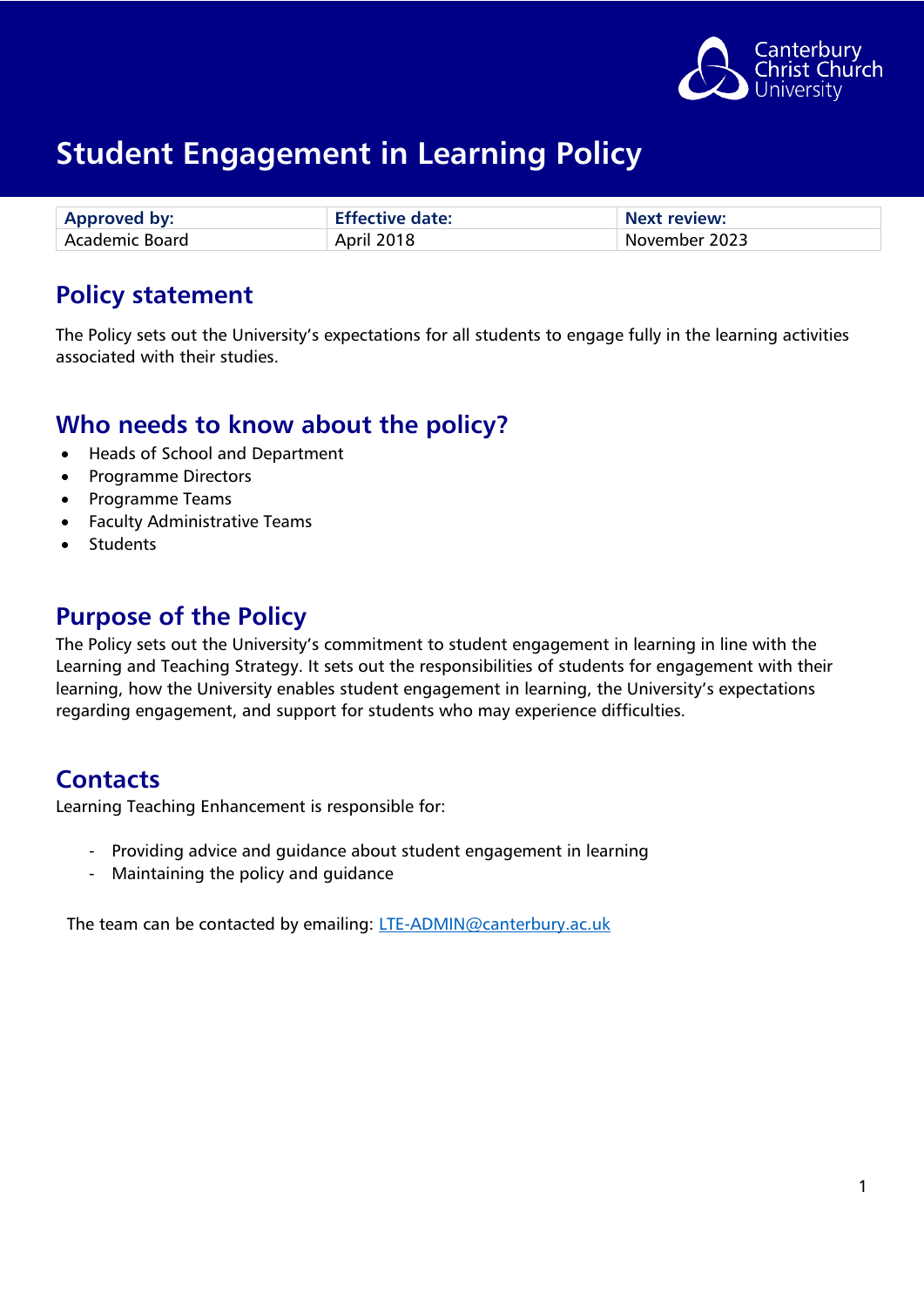# Student Engagement in Learning Policy

| Approved by: | Effective date: | Next review: |
| --- | --- | --- |
| Academic Board | April 2018 | November 2023 |

## Policy statement

The Policy sets out the University's expectations for all students to engage fully in the learning activities associated with their studies.

## Who needs to know about the policy?

- Heads of School and Department
- Programme Directors
- Programme Teams
- Faculty Administrative Teams
- Students

## Purpose of the Policy

The Policy sets out the University's commitment to student engagement in learning in line with the Learning and Teaching Strategy. It sets out the responsibilities of students for engagement with their learning, how the University enables student engagement in learning, the University's expectations regarding engagement, and support for students who may experience difficulties.

## Contacts

Learning Teaching Enhancement is responsible for:

- Providing advice and guidance about student engagement in learning
- Maintaining the policy and guidance

The team can be contacted by emailing: LTE-ADMIN@canterbury.ac.uk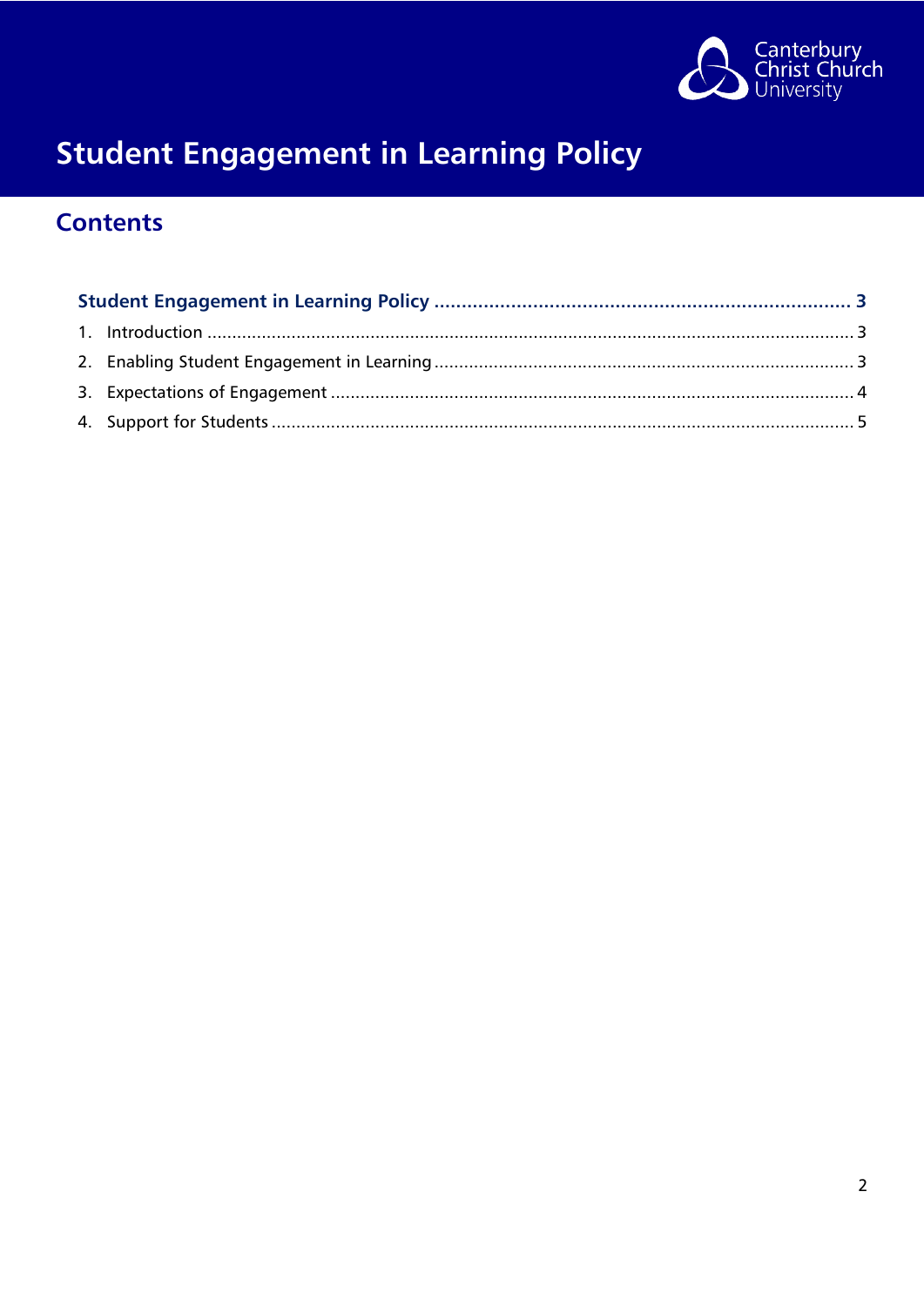# Student Engagement in Learning Policy

## Contents

**Student Engagement in Learning Policy** ........................................................................ **3**

1. Introduction ........................................................................................................................ 3
2. Enabling Student Engagement in Learning ........................................................................ 3
3. Expectations of Engagement .............................................................................................. 4
4. Support for Students .......................................................................................................... 5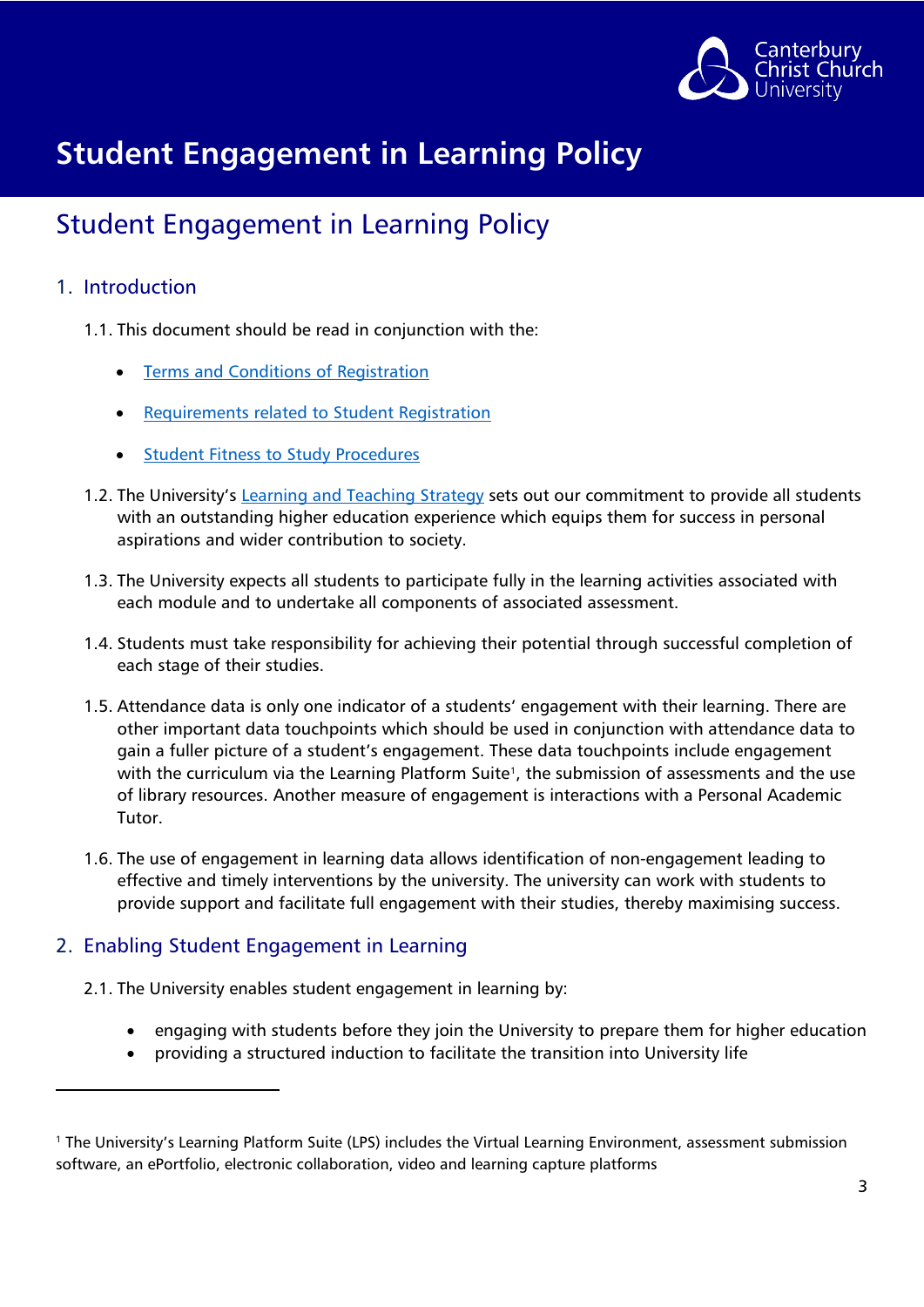# Student Engagement in Learning Policy

## Student Engagement in Learning Policy

### 1. Introduction

1.1. This document should be read in conjunction with the:

- Terms and Conditions of Registration
- Requirements related to Student Registration
- Student Fitness to Study Procedures

1.2. The University's Learning and Teaching Strategy sets out our commitment to provide all students with an outstanding higher education experience which equips them for success in personal aspirations and wider contribution to society.

1.3. The University expects all students to participate fully in the learning activities associated with each module and to undertake all components of associated assessment.

1.4. Students must take responsibility for achieving their potential through successful completion of each stage of their studies.

1.5. Attendance data is only one indicator of a students' engagement with their learning. There are other important data touchpoints which should be used in conjunction with attendance data to gain a fuller picture of a student's engagement. These data touchpoints include engagement with the curriculum via the Learning Platform Suite[1], the submission of assessments and the use of library resources. Another measure of engagement is interactions with a Personal Academic Tutor.

1.6. The use of engagement in learning data allows identification of non-engagement leading to effective and timely interventions by the university. The university can work with students to provide support and facilitate full engagement with their studies, thereby maximising success.

### 2. Enabling Student Engagement in Learning

2.1. The University enables student engagement in learning by:

- engaging with students before they join the University to prepare them for higher education
- providing a structured induction to facilitate the transition into University life

[1] The University's Learning Platform Suite (LPS) includes the Virtual Learning Environment, assessment submission software, an ePortfolio, electronic collaboration, video and learning capture platforms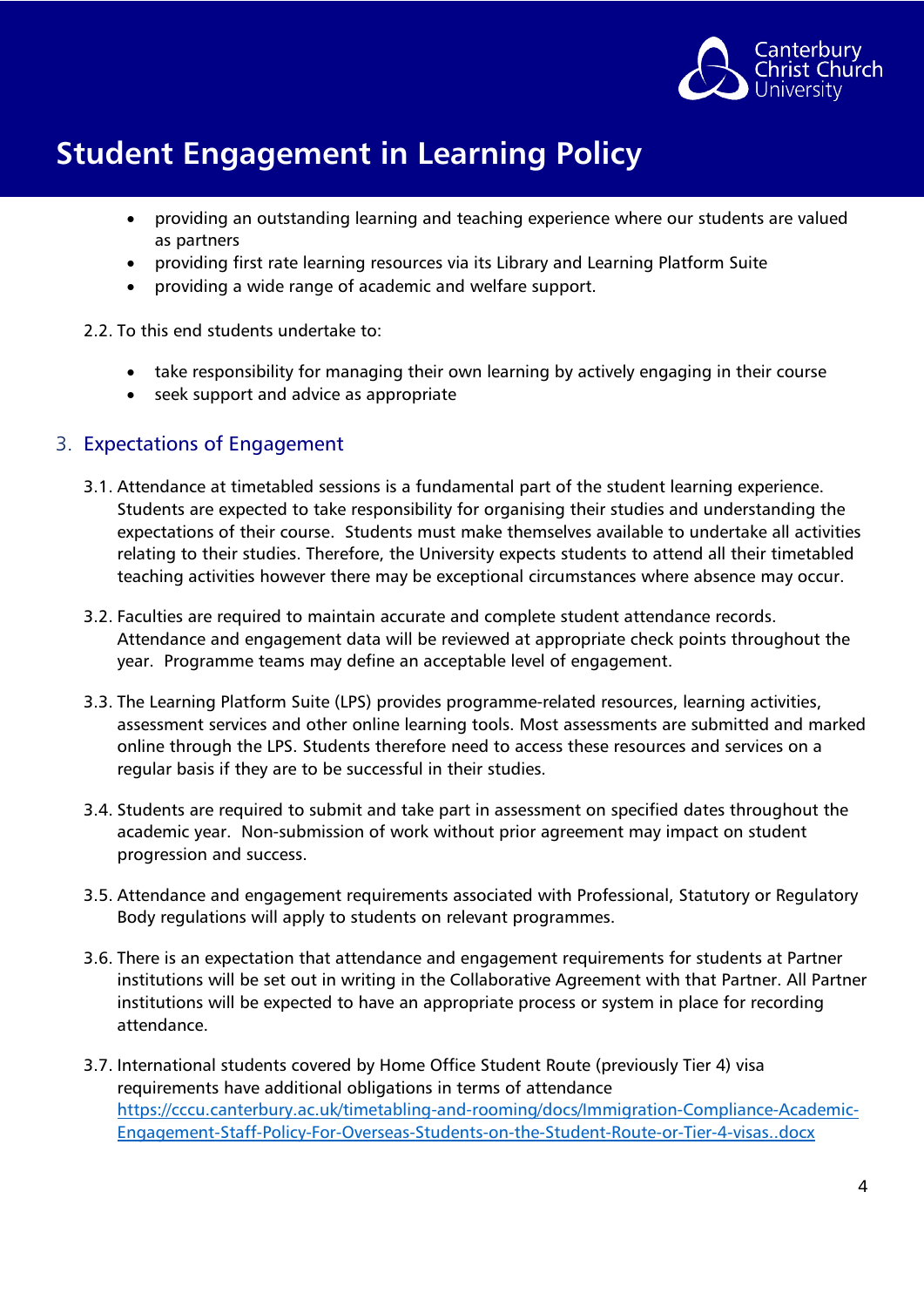- providing an outstanding learning and teaching experience where our students are valued as partners
- providing first rate learning resources via its Library and Learning Platform Suite
- providing a wide range of academic and welfare support.

2.2. To this end students undertake to:

- take responsibility for managing their own learning by actively engaging in their course
- seek support and advice as appropriate

## 3. Expectations of Engagement

3.1. Attendance at timetabled sessions is a fundamental part of the student learning experience. Students are expected to take responsibility for organising their studies and understanding the expectations of their course. Students must make themselves available to undertake all activities relating to their studies. Therefore, the University expects students to attend all their timetabled teaching activities however there may be exceptional circumstances where absence may occur.

3.2. Faculties are required to maintain accurate and complete student attendance records. Attendance and engagement data will be reviewed at appropriate check points throughout the year. Programme teams may define an acceptable level of engagement.

3.3. The Learning Platform Suite (LPS) provides programme-related resources, learning activities, assessment services and other online learning tools. Most assessments are submitted and marked online through the LPS. Students therefore need to access these resources and services on a regular basis if they are to be successful in their studies.

3.4. Students are required to submit and take part in assessment on specified dates throughout the academic year. Non-submission of work without prior agreement may impact on student progression and success.

3.5. Attendance and engagement requirements associated with Professional, Statutory or Regulatory Body regulations will apply to students on relevant programmes.

3.6. There is an expectation that attendance and engagement requirements for students at Partner institutions will be set out in writing in the Collaborative Agreement with that Partner. All Partner institutions will be expected to have an appropriate process or system in place for recording attendance.

3.7. International students covered by Home Office Student Route (previously Tier 4) visa requirements have additional obligations in terms of attendance [https://cccu.canterbury.ac.uk/timetabling-and-rooming/docs/Immigration-Compliance-Academic-Engagement-Staff-Policy-For-Overseas-Students-on-the-Student-Route-or-Tier-4-visas..docx](https://cccu.canterbury.ac.uk/timetabling-and-rooming/docs/Immigration-Compliance-Academic-Engagement-Staff-Policy-For-Overseas-Students-on-the-Student-Route-or-Tier-4-visas..docx)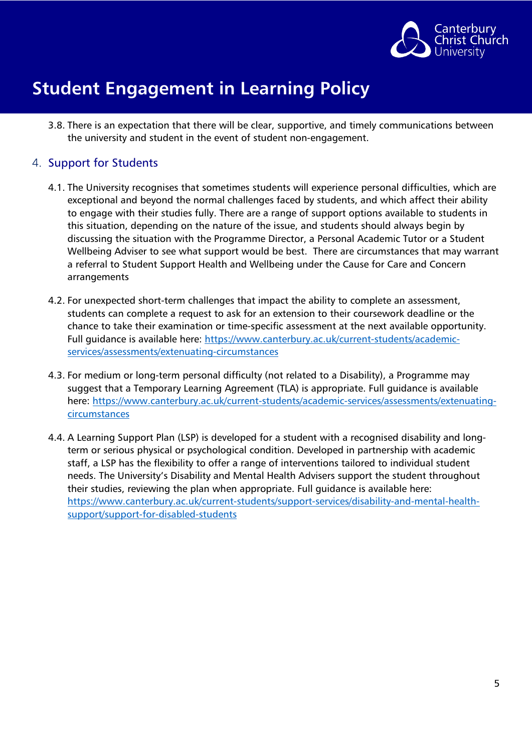3.8. There is an expectation that there will be clear, supportive, and timely communications between the university and student in the event of student non-engagement.

## 4. Support for Students

4.1. The University recognises that sometimes students will experience personal difficulties, which are exceptional and beyond the normal challenges faced by students, and which affect their ability to engage with their studies fully. There are a range of support options available to students in this situation, depending on the nature of the issue, and students should always begin by discussing the situation with the Programme Director, a Personal Academic Tutor or a Student Wellbeing Adviser to see what support would be best. There are circumstances that may warrant a referral to Student Support Health and Wellbeing under the Cause for Care and Concern arrangements

4.2. For unexpected short-term challenges that impact the ability to complete an assessment, students can complete a request to ask for an extension to their coursework deadline or the chance to take their examination or time-specific assessment at the next available opportunity. Full guidance is available here: https://www.canterbury.ac.uk/current-students/academic-services/assessments/extenuating-circumstances

4.3. For medium or long-term personal difficulty (not related to a Disability), a Programme may suggest that a Temporary Learning Agreement (TLA) is appropriate. Full guidance is available here: https://www.canterbury.ac.uk/current-students/academic-services/assessments/extenuating-circumstances

4.4. A Learning Support Plan (LSP) is developed for a student with a recognised disability and long-term or serious physical or psychological condition. Developed in partnership with academic staff, a LSP has the flexibility to offer a range of interventions tailored to individual student needs. The University's Disability and Mental Health Advisers support the student throughout their studies, reviewing the plan when appropriate. Full guidance is available here: https://www.canterbury.ac.uk/current-students/support-services/disability-and-mental-health-support/support-for-disabled-students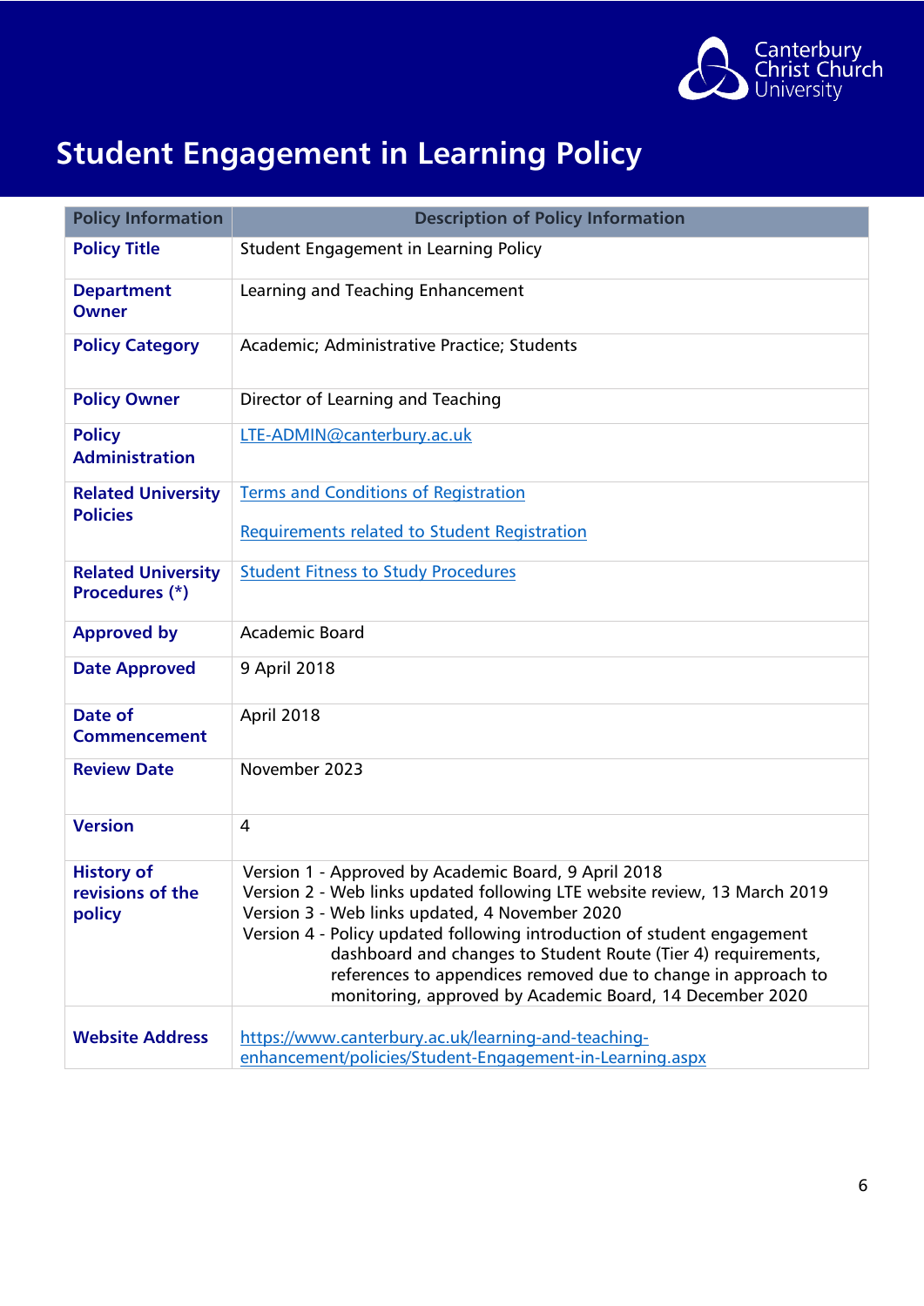# Student Engagement in Learning Policy

| Policy Information | Description of Policy Information |
| --- | --- |
| **Policy Title** | Student Engagement in Learning Policy |
| **Department Owner** | Learning and Teaching Enhancement |
| **Policy Category** | Academic; Administrative Practice; Students |
| **Policy Owner** | Director of Learning and Teaching |
| **Policy Administration** | LTE-ADMIN@canterbury.ac.uk |
| **Related University Policies** | Terms and Conditions of Registration<br><br>Requirements related to Student Registration |
| **Related University Procedures (*)** | Student Fitness to Study Procedures |
| **Approved by** | Academic Board |
| **Date Approved** | 9 April 2018 |
| **Date of Commencement** | April 2018 |
| **Review Date** | November 2023 |
| **Version** | 4 |
| **History of revisions of the policy** | Version 1 - Approved by Academic Board, 9 April 2018<br>Version 2 - Web links updated following LTE website review, 13 March 2019<br>Version 3 - Web links updated, 4 November 2020<br>Version 4 - Policy updated following introduction of student engagement dashboard and changes to Student Route (Tier 4) requirements, references to appendices removed due to change in approach to monitoring, approved by Academic Board, 14 December 2020 |
| **Website Address** | https://www.canterbury.ac.uk/learning-and-teaching-enhancement/policies/Student-Engagement-in-Learning.aspx |